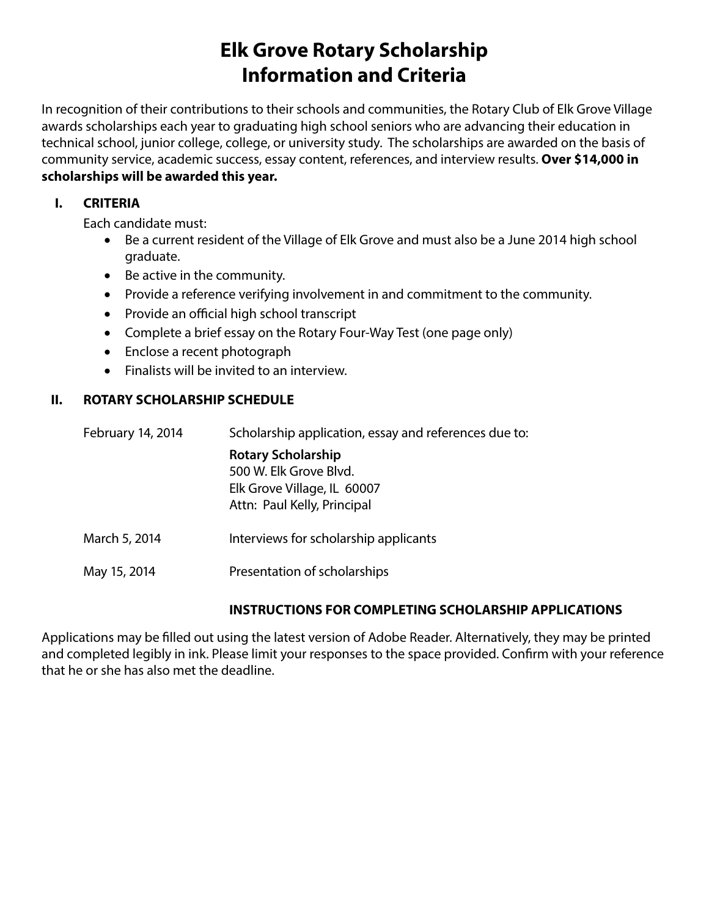# Elk Grove Rotary Scholarship
# Information and Criteria

In recognition of their contributions to their schools and communities, the Rotary Club of Elk Grove Village awards scholarships each year to graduating high school seniors who are advancing their education in technical school, junior college, college, or university study. The scholarships are awarded on the basis of community service, academic success, essay content, references, and interview results. **Over $14,000 in scholarships will be awarded this year.**

## I. CRITERIA

Each candidate must:

- Be a current resident of the Village of Elk Grove and must also be a June 2014 high school graduate.
- Be active in the community.
- Provide a reference verifying involvement in and commitment to the community.
- Provide an official high school transcript
- Complete a brief essay on the Rotary Four-Way Test (one page only)
- Enclose a recent photograph
- Finalists will be invited to an interview.

## II. ROTARY SCHOLARSHIP SCHEDULE

February 14, 2014 — Scholarship application, essay and references due to:

**Rotary Scholarship**
500 W. Elk Grove Blvd.
Elk Grove Village, IL 60007
Attn: Paul Kelly, Principal

March 5, 2014 — Interviews for scholarship applicants

May 15, 2014 — Presentation of scholarships

### INSTRUCTIONS FOR COMPLETING SCHOLARSHIP APPLICATIONS

Applications may be filled out using the latest version of Adobe Reader. Alternatively, they may be printed and completed legibly in ink. Please limit your responses to the space provided. Confirm with your reference that he or she has also met the deadline.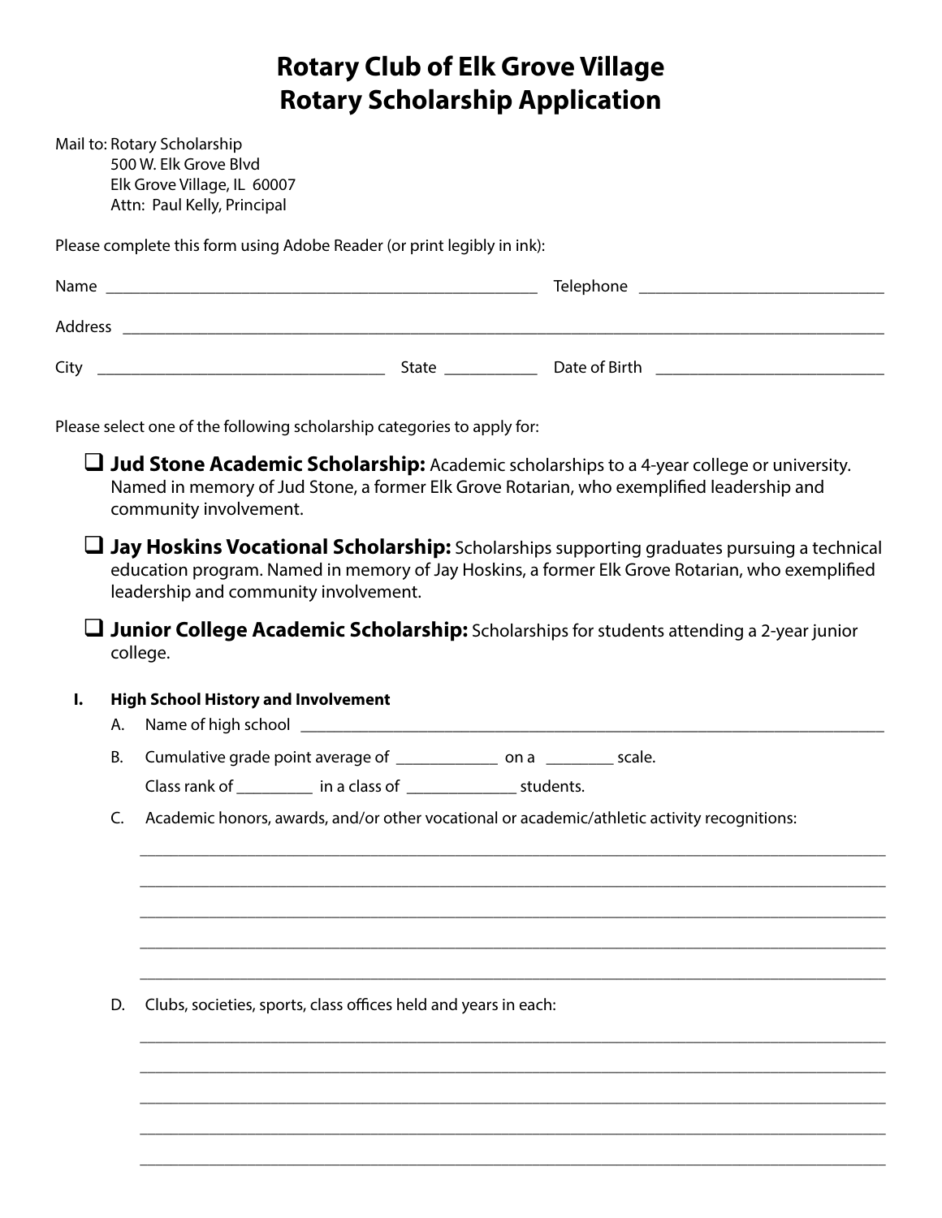# Rotary Club of Elk Grove Village
# Rotary Scholarship Application

Mail to: Rotary Scholarship
500 W. Elk Grove Blvd
Elk Grove Village, IL 60007
Attn: Paul Kelly, Principal

Please complete this form using Adobe Reader (or print legibly in ink):

Name ____________________________________________________ Telephone ______________________________

Address ____________________________________________________________________________________________

City ___________________________________ State ___________ Date of Birth ____________________________

Please select one of the following scholarship categories to apply for:

- ☐ **Jud Stone Academic Scholarship:** Academic scholarships to a 4-year college or university. Named in memory of Jud Stone, a former Elk Grove Rotarian, who exemplified leadership and community involvement.
- ☐ **Jay Hoskins Vocational Scholarship:** Scholarships supporting graduates pursuing a technical education program. Named in memory of Jay Hoskins, a former Elk Grove Rotarian, who exemplified leadership and community involvement.
- ☐ **Junior College Academic Scholarship:** Scholarships for students attending a 2-year junior college.

**I. High School History and Involvement**

A. Name of high school ___________________________________________________________________________

B. Cumulative grade point average of _____________ on a ________ scale.

Class rank of _________ in a class of _____________ students.

C. Academic honors, awards, and/or other vocational or academic/athletic activity recognitions:

_____________________________________________________________________________________________

_____________________________________________________________________________________________

_____________________________________________________________________________________________

_____________________________________________________________________________________________

_____________________________________________________________________________________________

D. Clubs, societies, sports, class offices held and years in each:

_____________________________________________________________________________________________

_____________________________________________________________________________________________

_____________________________________________________________________________________________

_____________________________________________________________________________________________

_____________________________________________________________________________________________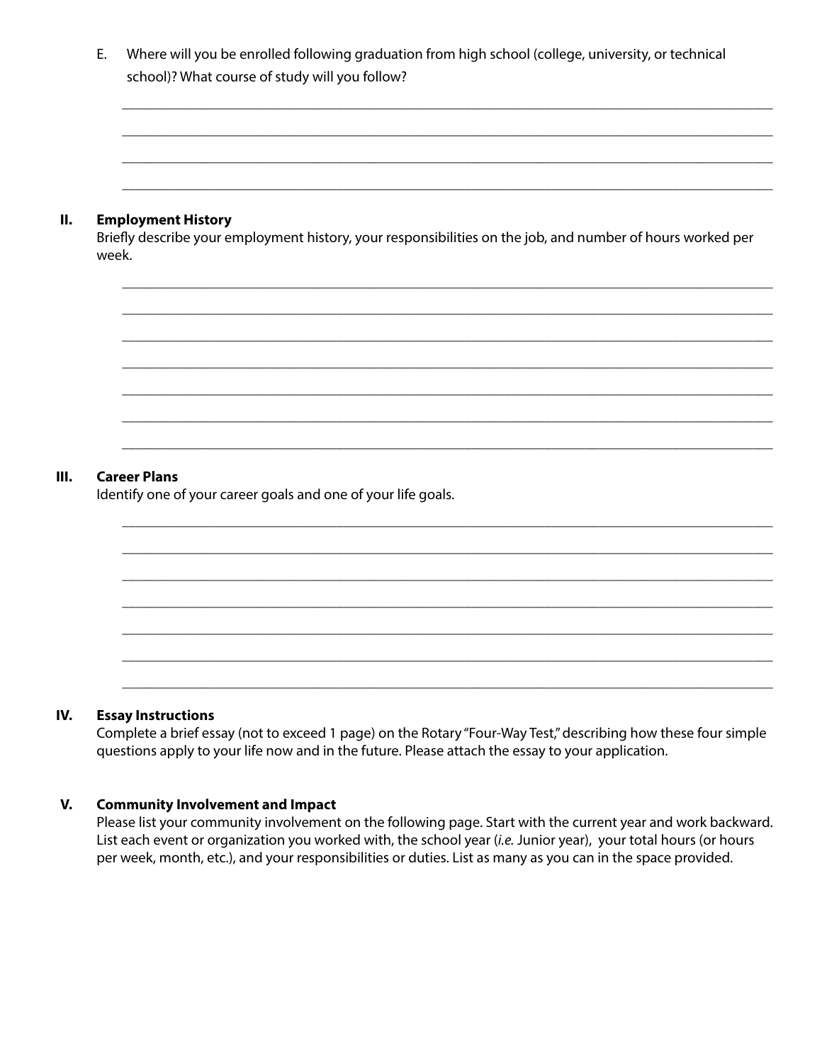E. Where will you be enrolled following graduation from high school (college, university, or technical school)? What course of study will you follow?

\_\_\_\_\_\_\_\_\_\_\_\_\_\_\_\_\_\_\_\_\_\_\_\_\_\_\_\_\_\_\_\_\_\_\_\_\_\_\_\_\_\_\_\_\_\_\_\_\_\_\_\_\_\_\_\_\_\_\_\_\_\_\_\_\_\_\_\_\_\_\_\_

\_\_\_\_\_\_\_\_\_\_\_\_\_\_\_\_\_\_\_\_\_\_\_\_\_\_\_\_\_\_\_\_\_\_\_\_\_\_\_\_\_\_\_\_\_\_\_\_\_\_\_\_\_\_\_\_\_\_\_\_\_\_\_\_\_\_\_\_\_\_\_\_

\_\_\_\_\_\_\_\_\_\_\_\_\_\_\_\_\_\_\_\_\_\_\_\_\_\_\_\_\_\_\_\_\_\_\_\_\_\_\_\_\_\_\_\_\_\_\_\_\_\_\_\_\_\_\_\_\_\_\_\_\_\_\_\_\_\_\_\_\_\_\_\_

\_\_\_\_\_\_\_\_\_\_\_\_\_\_\_\_\_\_\_\_\_\_\_\_\_\_\_\_\_\_\_\_\_\_\_\_\_\_\_\_\_\_\_\_\_\_\_\_\_\_\_\_\_\_\_\_\_\_\_\_\_\_\_\_\_\_\_\_\_\_\_\_

## II. Employment History

Briefly describe your employment history, your responsibilities on the job, and number of hours worked per week.

\_\_\_\_\_\_\_\_\_\_\_\_\_\_\_\_\_\_\_\_\_\_\_\_\_\_\_\_\_\_\_\_\_\_\_\_\_\_\_\_\_\_\_\_\_\_\_\_\_\_\_\_\_\_\_\_\_\_\_\_\_\_\_\_\_\_\_\_\_\_\_\_

\_\_\_\_\_\_\_\_\_\_\_\_\_\_\_\_\_\_\_\_\_\_\_\_\_\_\_\_\_\_\_\_\_\_\_\_\_\_\_\_\_\_\_\_\_\_\_\_\_\_\_\_\_\_\_\_\_\_\_\_\_\_\_\_\_\_\_\_\_\_\_\_

\_\_\_\_\_\_\_\_\_\_\_\_\_\_\_\_\_\_\_\_\_\_\_\_\_\_\_\_\_\_\_\_\_\_\_\_\_\_\_\_\_\_\_\_\_\_\_\_\_\_\_\_\_\_\_\_\_\_\_\_\_\_\_\_\_\_\_\_\_\_\_\_

\_\_\_\_\_\_\_\_\_\_\_\_\_\_\_\_\_\_\_\_\_\_\_\_\_\_\_\_\_\_\_\_\_\_\_\_\_\_\_\_\_\_\_\_\_\_\_\_\_\_\_\_\_\_\_\_\_\_\_\_\_\_\_\_\_\_\_\_\_\_\_\_

\_\_\_\_\_\_\_\_\_\_\_\_\_\_\_\_\_\_\_\_\_\_\_\_\_\_\_\_\_\_\_\_\_\_\_\_\_\_\_\_\_\_\_\_\_\_\_\_\_\_\_\_\_\_\_\_\_\_\_\_\_\_\_\_\_\_\_\_\_\_\_\_

\_\_\_\_\_\_\_\_\_\_\_\_\_\_\_\_\_\_\_\_\_\_\_\_\_\_\_\_\_\_\_\_\_\_\_\_\_\_\_\_\_\_\_\_\_\_\_\_\_\_\_\_\_\_\_\_\_\_\_\_\_\_\_\_\_\_\_\_\_\_\_\_

\_\_\_\_\_\_\_\_\_\_\_\_\_\_\_\_\_\_\_\_\_\_\_\_\_\_\_\_\_\_\_\_\_\_\_\_\_\_\_\_\_\_\_\_\_\_\_\_\_\_\_\_\_\_\_\_\_\_\_\_\_\_\_\_\_\_\_\_\_\_\_\_

## III. Career Plans

Identify one of your career goals and one of your life goals.

\_\_\_\_\_\_\_\_\_\_\_\_\_\_\_\_\_\_\_\_\_\_\_\_\_\_\_\_\_\_\_\_\_\_\_\_\_\_\_\_\_\_\_\_\_\_\_\_\_\_\_\_\_\_\_\_\_\_\_\_\_\_\_\_\_\_\_\_\_\_\_\_

\_\_\_\_\_\_\_\_\_\_\_\_\_\_\_\_\_\_\_\_\_\_\_\_\_\_\_\_\_\_\_\_\_\_\_\_\_\_\_\_\_\_\_\_\_\_\_\_\_\_\_\_\_\_\_\_\_\_\_\_\_\_\_\_\_\_\_\_\_\_\_\_

\_\_\_\_\_\_\_\_\_\_\_\_\_\_\_\_\_\_\_\_\_\_\_\_\_\_\_\_\_\_\_\_\_\_\_\_\_\_\_\_\_\_\_\_\_\_\_\_\_\_\_\_\_\_\_\_\_\_\_\_\_\_\_\_\_\_\_\_\_\_\_\_

\_\_\_\_\_\_\_\_\_\_\_\_\_\_\_\_\_\_\_\_\_\_\_\_\_\_\_\_\_\_\_\_\_\_\_\_\_\_\_\_\_\_\_\_\_\_\_\_\_\_\_\_\_\_\_\_\_\_\_\_\_\_\_\_\_\_\_\_\_\_\_\_

\_\_\_\_\_\_\_\_\_\_\_\_\_\_\_\_\_\_\_\_\_\_\_\_\_\_\_\_\_\_\_\_\_\_\_\_\_\_\_\_\_\_\_\_\_\_\_\_\_\_\_\_\_\_\_\_\_\_\_\_\_\_\_\_\_\_\_\_\_\_\_\_

\_\_\_\_\_\_\_\_\_\_\_\_\_\_\_\_\_\_\_\_\_\_\_\_\_\_\_\_\_\_\_\_\_\_\_\_\_\_\_\_\_\_\_\_\_\_\_\_\_\_\_\_\_\_\_\_\_\_\_\_\_\_\_\_\_\_\_\_\_\_\_\_

\_\_\_\_\_\_\_\_\_\_\_\_\_\_\_\_\_\_\_\_\_\_\_\_\_\_\_\_\_\_\_\_\_\_\_\_\_\_\_\_\_\_\_\_\_\_\_\_\_\_\_\_\_\_\_\_\_\_\_\_\_\_\_\_\_\_\_\_\_\_\_\_

## IV. Essay Instructions

Complete a brief essay (not to exceed 1 page) on the Rotary "Four-Way Test," describing how these four simple questions apply to your life now and in the future. Please attach the essay to your application.

## V. Community Involvement and Impact

Please list your community involvement on the following page. Start with the current year and work backward. List each event or organization you worked with, the school year (*i.e.* Junior year), your total hours (or hours per week, month, etc.), and your responsibilities or duties. List as many as you can in the space provided.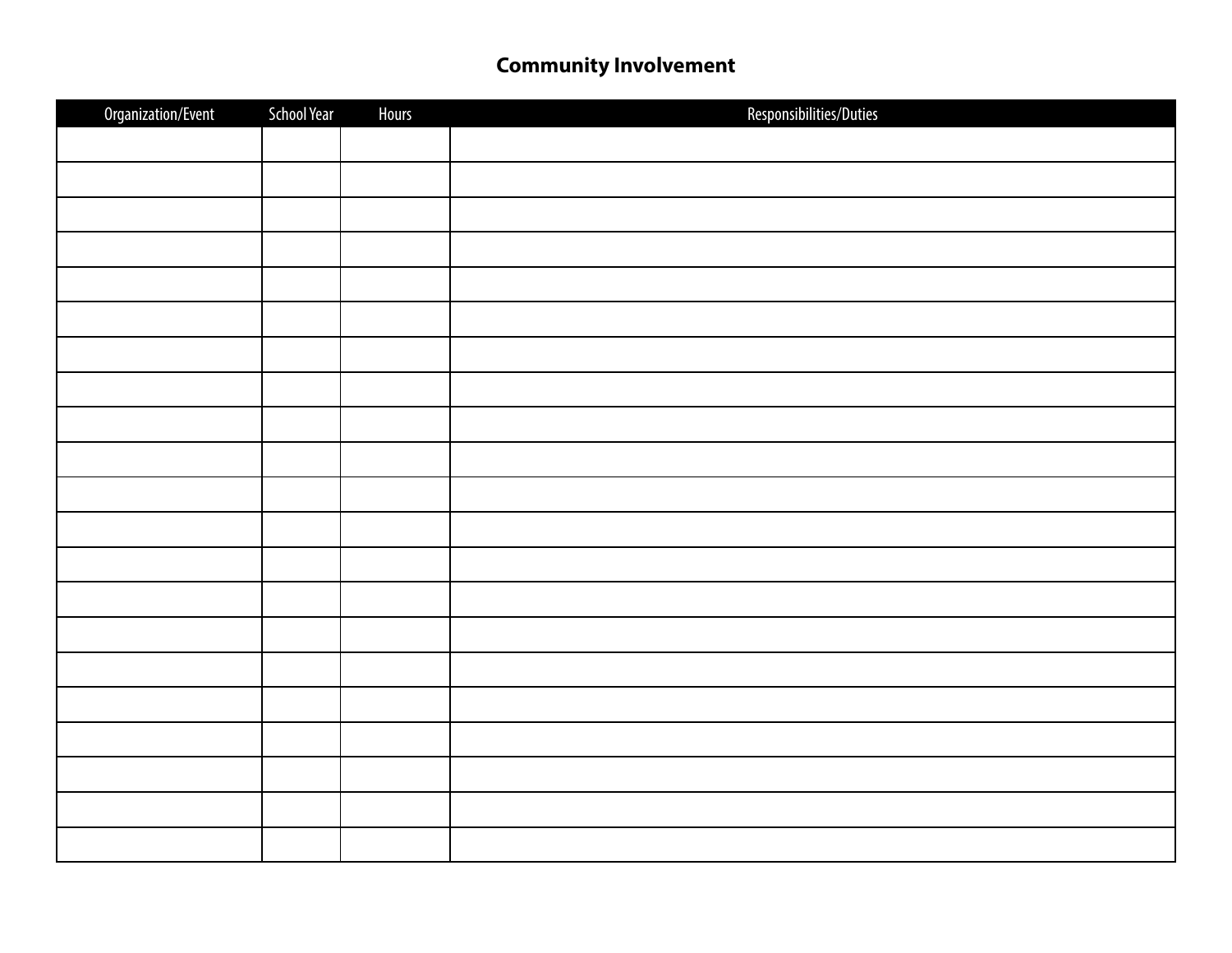## Community Involvement

| Organization/Event | School Year | Hours | Responsibilities/Duties |
|---|---|---|---|
| | | | |
| | | | |
| | | | |
| | | | |
| | | | |
| | | | |
| | | | |
| | | | |
| | | | |
| | | | |
| | | | |
| | | | |
| | | | |
| | | | |
| | | | |
| | | | |
| | | | |
| | | | |
| | | | |
| | | | |
| | | | |
| | | | |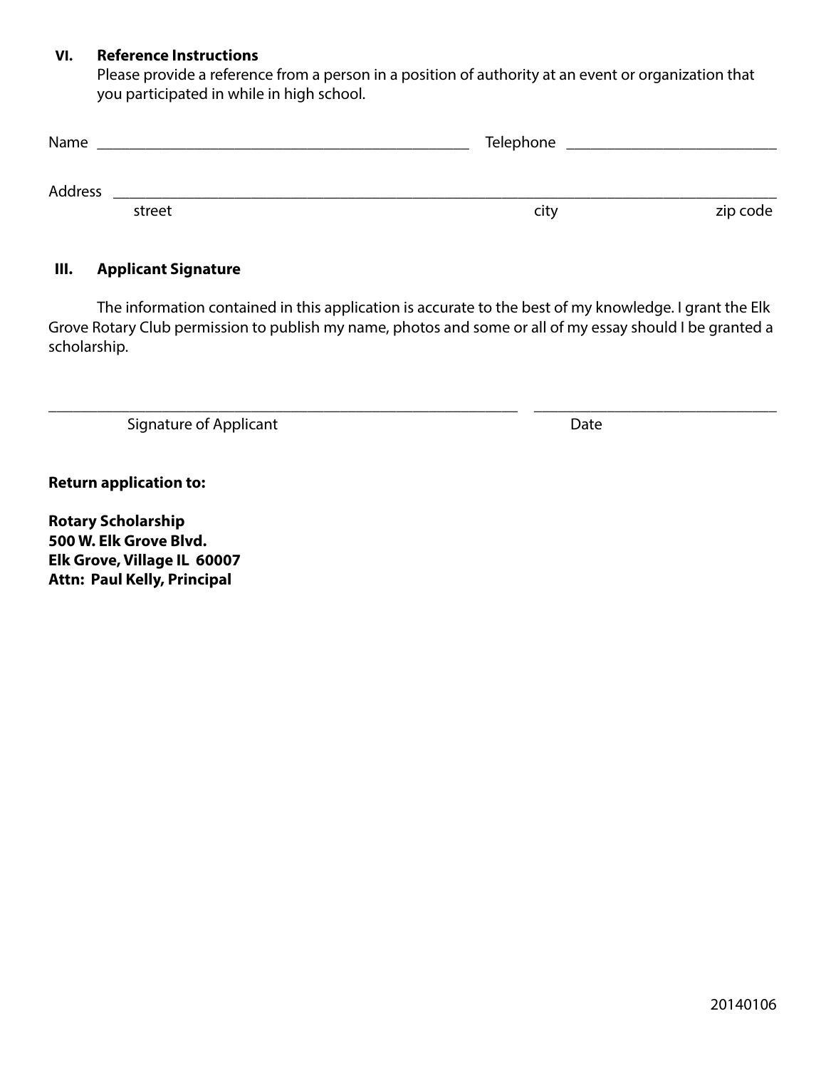### VI. Reference Instructions

Please provide a reference from a person in a position of authority at an event or organization that you participated in while in high school.

Name ______________________________________________ Telephone __________________________

Address ____________________________________________________________________________

street city zip code

### III. Applicant Signature

The information contained in this application is accurate to the best of my knowledge. I grant the Elk Grove Rotary Club permission to publish my name, photos and some or all of my essay should I be granted a scholarship.

____________________________________________________________ ______________________________

Signature of Applicant Date

**Return application to:**

**Rotary Scholarship**
**500 W. Elk Grove Blvd.**
**Elk Grove, Village IL 60007**
**Attn: Paul Kelly, Principal**

20140106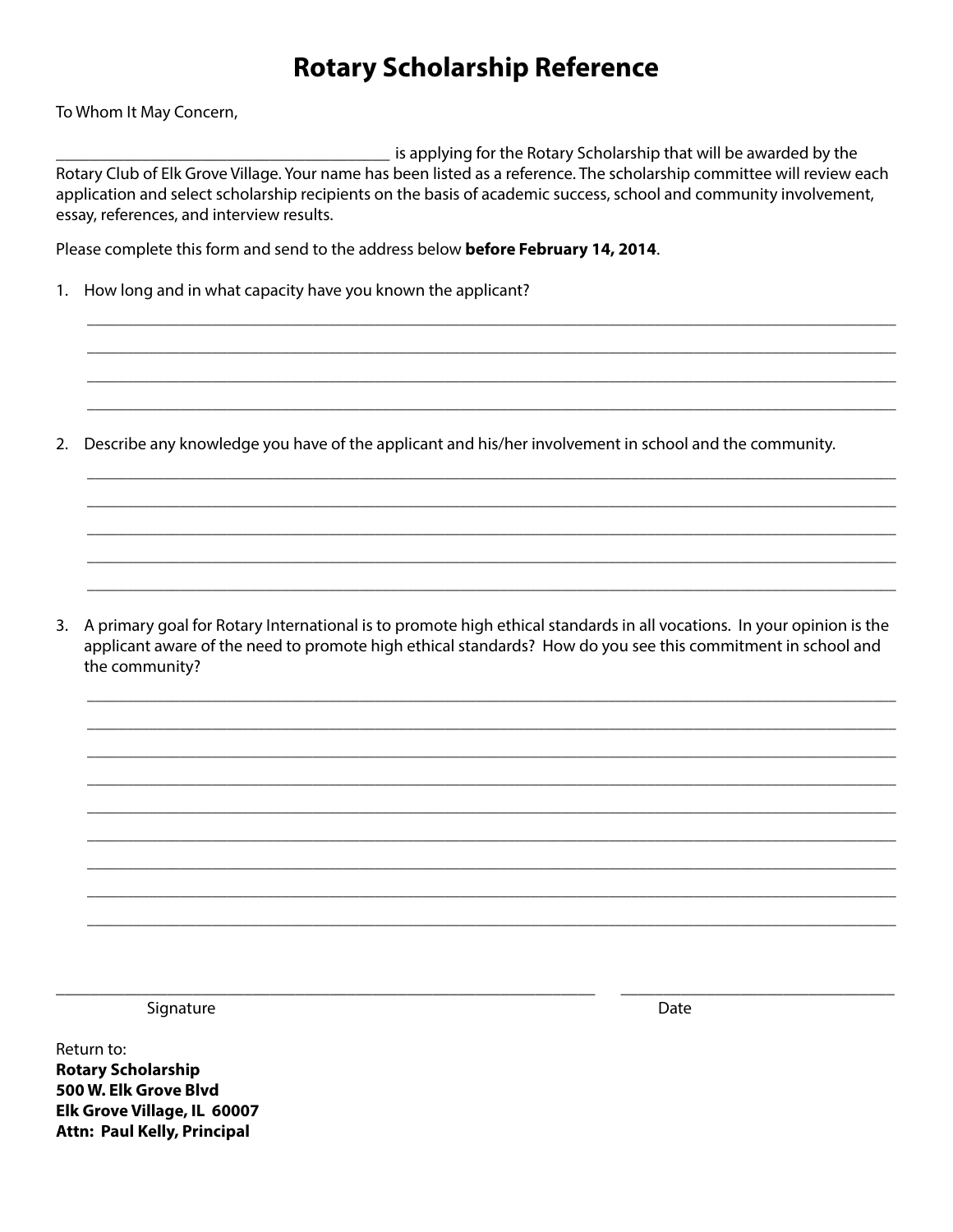# Rotary Scholarship Reference

To Whom It May Concern,

________________________________________ is applying for the Rotary Scholarship that will be awarded by the Rotary Club of Elk Grove Village. Your name has been listed as a reference. The scholarship committee will review each application and select scholarship recipients on the basis of academic success, school and community involvement, essay, references, and interview results.

Please complete this form and send to the address below **before February 14, 2014**.

1. How long and in what capacity have you known the applicant?

   ____________________________________________________________________________________________

   ____________________________________________________________________________________________

   ____________________________________________________________________________________________

   ____________________________________________________________________________________________

2. Describe any knowledge you have of the applicant and his/her involvement in school and the community.

   ____________________________________________________________________________________________

   ____________________________________________________________________________________________

   ____________________________________________________________________________________________

   ____________________________________________________________________________________________

   ____________________________________________________________________________________________

3. A primary goal for Rotary International is to promote high ethical standards in all vocations. In your opinion is the applicant aware of the need to promote high ethical standards? How do you see this commitment in school and the community?

   ____________________________________________________________________________________________

   ____________________________________________________________________________________________

   ____________________________________________________________________________________________

   ____________________________________________________________________________________________

   ____________________________________________________________________________________________

   ____________________________________________________________________________________________

   ____________________________________________________________________________________________

   ____________________________________________________________________________________________

   ____________________________________________________________________________________________

______________________________________________________________ ________________________________

Signature Date

Return to:
**Rotary Scholarship**
**500 W. Elk Grove Blvd**
**Elk Grove Village, IL 60007**
**Attn: Paul Kelly, Principal**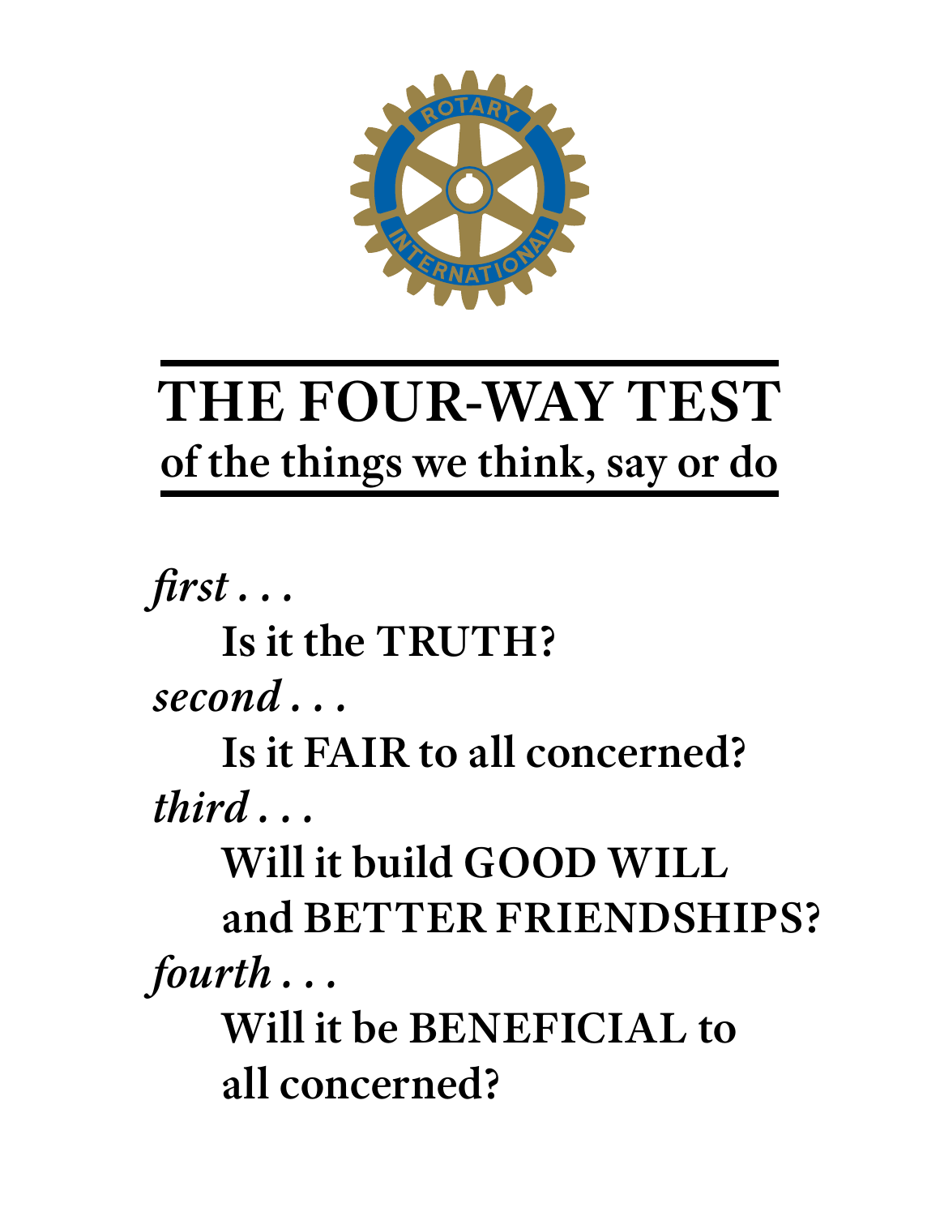# THE FOUR-WAY TEST

**of the things we think, say or do**

*first . . .*

**Is it the TRUTH?**

*second . . .*

**Is it FAIR to all concerned?**

*third . . .*

**Will it build GOOD WILL and BETTER FRIENDSHIPS?**

*fourth . . .*

**Will it be BENEFICIAL to all concerned?**